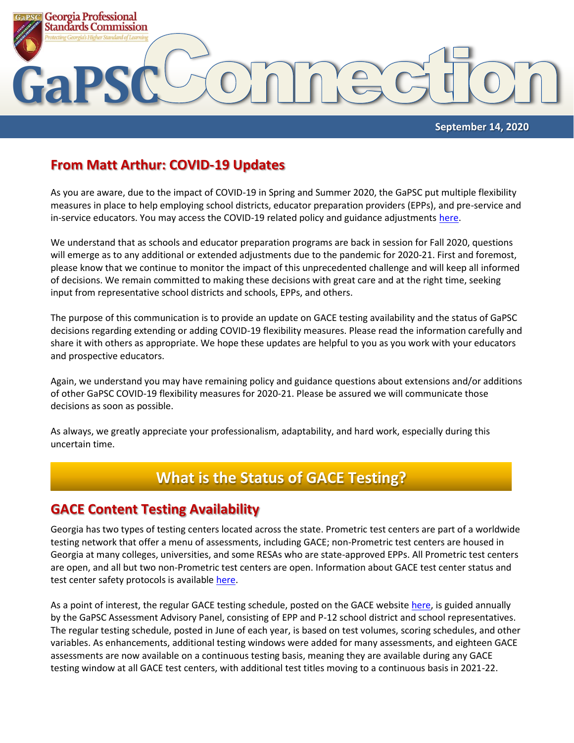Georgia Professional Standards Commission

*Protecting Georgia's Higher Standard of Learning*

# GaPSC Connection

**September 14, 2020**

## From Matt Arthur: COVID-19 Updates

As you are aware, due to the impact of COVID-19 in Spring and Summer 2020, the GaPSC put multiple flexibility measures in place to help employing school districts, educator preparation providers (EPPs), and pre-service and in-service educators. You may access the COVID-19 related policy and guidance adjustments here.

We understand that as schools and educator preparation programs are back in session for Fall 2020, questions will emerge as to any additional or extended adjustments due to the pandemic for 2020-21. First and foremost, please know that we continue to monitor the impact of this unprecedented challenge and will keep all informed of decisions. We remain committed to making these decisions with great care and at the right time, seeking input from representative school districts and schools, EPPs, and others.

The purpose of this communication is to provide an update on GACE testing availability and the status of GaPSC decisions regarding extending or adding COVID-19 flexibility measures. Please read the information carefully and share it with others as appropriate. We hope these updates are helpful to you as you work with your educators and prospective educators.

Again, we understand you may have remaining policy and guidance questions about extensions and/or additions of other GaPSC COVID-19 flexibility measures for 2020-21. Please be assured we will communicate those decisions as soon as possible.

As always, we greatly appreciate your professionalism, adaptability, and hard work, especially during this uncertain time.

## What is the Status of GACE Testing?

### GACE Content Testing Availability

Georgia has two types of testing centers located across the state. Prometric test centers are part of a worldwide testing network that offer a menu of assessments, including GACE; non-Prometric test centers are housed in Georgia at many colleges, universities, and some RESAs who are state-approved EPPs. All Prometric test centers are open, and all but two non-Prometric test centers are open. Information about GACE test center status and test center safety protocols is available here.

As a point of interest, the regular GACE testing schedule, posted on the GACE website here, is guided annually by the GaPSC Assessment Advisory Panel, consisting of EPP and P-12 school district and school representatives. The regular testing schedule, posted in June of each year, is based on test volumes, scoring schedules, and other variables. As enhancements, additional testing windows were added for many assessments, and eighteen GACE assessments are now available on a continuous testing basis, meaning they are available during any GACE testing window at all GACE test centers, with additional test titles moving to a continuous basis in 2021-22.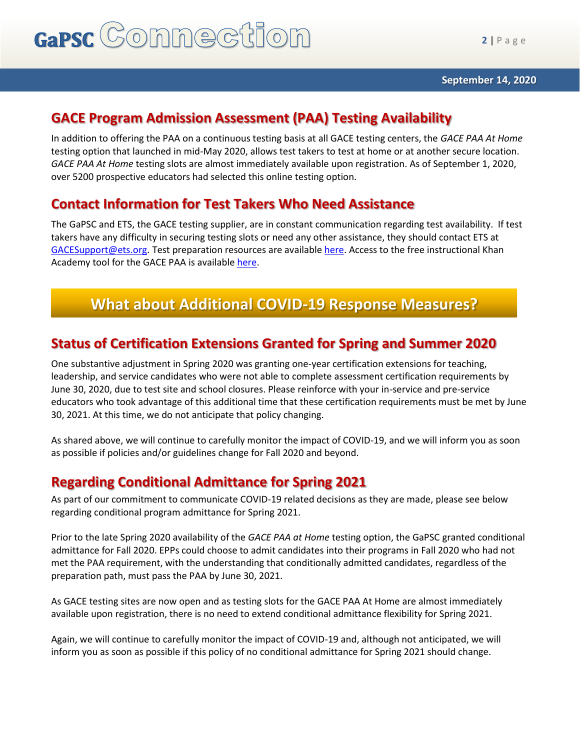## GACE Program Admission Assessment (PAA) Testing Availability

In addition to offering the PAA on a continuous testing basis at all GACE testing centers, the *GACE PAA At Home* testing option that launched in mid-May 2020, allows test takers to test at home or at another secure location. *GACE PAA At Home* testing slots are almost immediately available upon registration. As of September 1, 2020, over 5200 prospective educators had selected this online testing option.

## Contact Information for Test Takers Who Need Assistance

The GaPSC and ETS, the GACE testing supplier, are in constant communication regarding test availability. If test takers have any difficulty in securing testing slots or need any other assistance, they should contact ETS at GACESupport@ets.org. Test preparation resources are available here. Access to the free instructional Khan Academy tool for the GACE PAA is available here.

# What about Additional COVID-19 Response Measures?

## Status of Certification Extensions Granted for Spring and Summer 2020

One substantive adjustment in Spring 2020 was granting one-year certification extensions for teaching, leadership, and service candidates who were not able to complete assessment certification requirements by June 30, 2020, due to test site and school closures. Please reinforce with your in-service and pre-service educators who took advantage of this additional time that these certification requirements must be met by June 30, 2021. At this time, we do not anticipate that policy changing.

As shared above, we will continue to carefully monitor the impact of COVID-19, and we will inform you as soon as possible if policies and/or guidelines change for Fall 2020 and beyond.

## Regarding Conditional Admittance for Spring 2021

As part of our commitment to communicate COVID-19 related decisions as they are made, please see below regarding conditional program admittance for Spring 2021.

Prior to the late Spring 2020 availability of the *GACE PAA at Home* testing option, the GaPSC granted conditional admittance for Fall 2020. EPPs could choose to admit candidates into their programs in Fall 2020 who had not met the PAA requirement, with the understanding that conditionally admitted candidates, regardless of the preparation path, must pass the PAA by June 30, 2021.

As GACE testing sites are now open and as testing slots for the GACE PAA At Home are almost immediately available upon registration, there is no need to extend conditional admittance flexibility for Spring 2021.

Again, we will continue to carefully monitor the impact of COVID-19 and, although not anticipated, we will inform you as soon as possible if this policy of no conditional admittance for Spring 2021 should change.